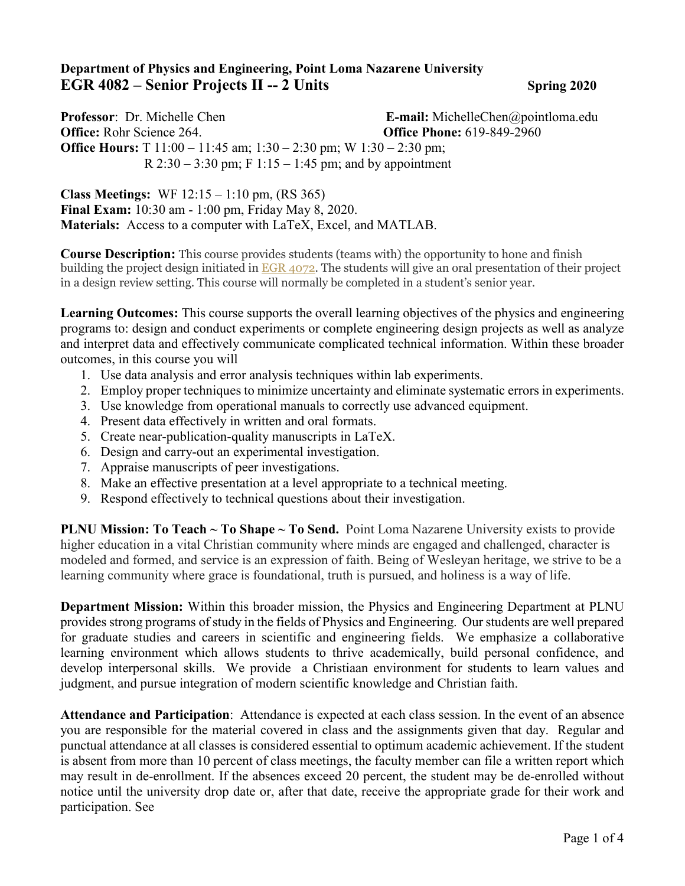**Department of Physics and Engineering, Point Loma Nazarene University**

# EGR 4082 – Senior Projects II -- 2 Units

**Spring 2020**

**Professor**: Dr. Michelle Chen
**E-mail:** MichelleChen@pointloma.edu
**Office:** Rohr Science 264.
**Office Phone:** 619-849-2960
**Office Hours:** T 11:00 – 11:45 am; 1:30 – 2:30 pm; W 1:30 – 2:30 pm; R 2:30 – 3:30 pm; F 1:15 – 1:45 pm; and by appointment

**Class Meetings:** WF 12:15 – 1:10 pm, (RS 365)
**Final Exam:** 10:30 am - 1:00 pm, Friday May 8, 2020.
**Materials:** Access to a computer with LaTeX, Excel, and MATLAB.

**Course Description:** This course provides students (teams with) the opportunity to hone and finish building the project design initiated in EGR 4072. The students will give an oral presentation of their project in a design review setting. This course will normally be completed in a student's senior year.

**Learning Outcomes:** This course supports the overall learning objectives of the physics and engineering programs to: design and conduct experiments or complete engineering design projects as well as analyze and interpret data and effectively communicate complicated technical information. Within these broader outcomes, in this course you will

1. Use data analysis and error analysis techniques within lab experiments.
2. Employ proper techniques to minimize uncertainty and eliminate systematic errors in experiments.
3. Use knowledge from operational manuals to correctly use advanced equipment.
4. Present data effectively in written and oral formats.
5. Create near-publication-quality manuscripts in LaTeX.
6. Design and carry-out an experimental investigation.
7. Appraise manuscripts of peer investigations.
8. Make an effective presentation at a level appropriate to a technical meeting.
9. Respond effectively to technical questions about their investigation.

**PLNU Mission: To Teach ~ To Shape ~ To Send.** Point Loma Nazarene University exists to provide higher education in a vital Christian community where minds are engaged and challenged, character is modeled and formed, and service is an expression of faith. Being of Wesleyan heritage, we strive to be a learning community where grace is foundational, truth is pursued, and holiness is a way of life.

**Department Mission:** Within this broader mission, the Physics and Engineering Department at PLNU provides strong programs of study in the fields of Physics and Engineering. Our students are well prepared for graduate studies and careers in scientific and engineering fields. We emphasize a collaborative learning environment which allows students to thrive academically, build personal confidence, and develop interpersonal skills. We provide a Christiaan environment for students to learn values and judgment, and pursue integration of modern scientific knowledge and Christian faith.

**Attendance and Participation**: Attendance is expected at each class session. In the event of an absence you are responsible for the material covered in class and the assignments given that day. Regular and punctual attendance at all classes is considered essential to optimum academic achievement. If the student is absent from more than 10 percent of class meetings, the faculty member can file a written report which may result in de-enrollment. If the absences exceed 20 percent, the student may be de-enrolled without notice until the university drop date or, after that date, receive the appropriate grade for their work and participation. See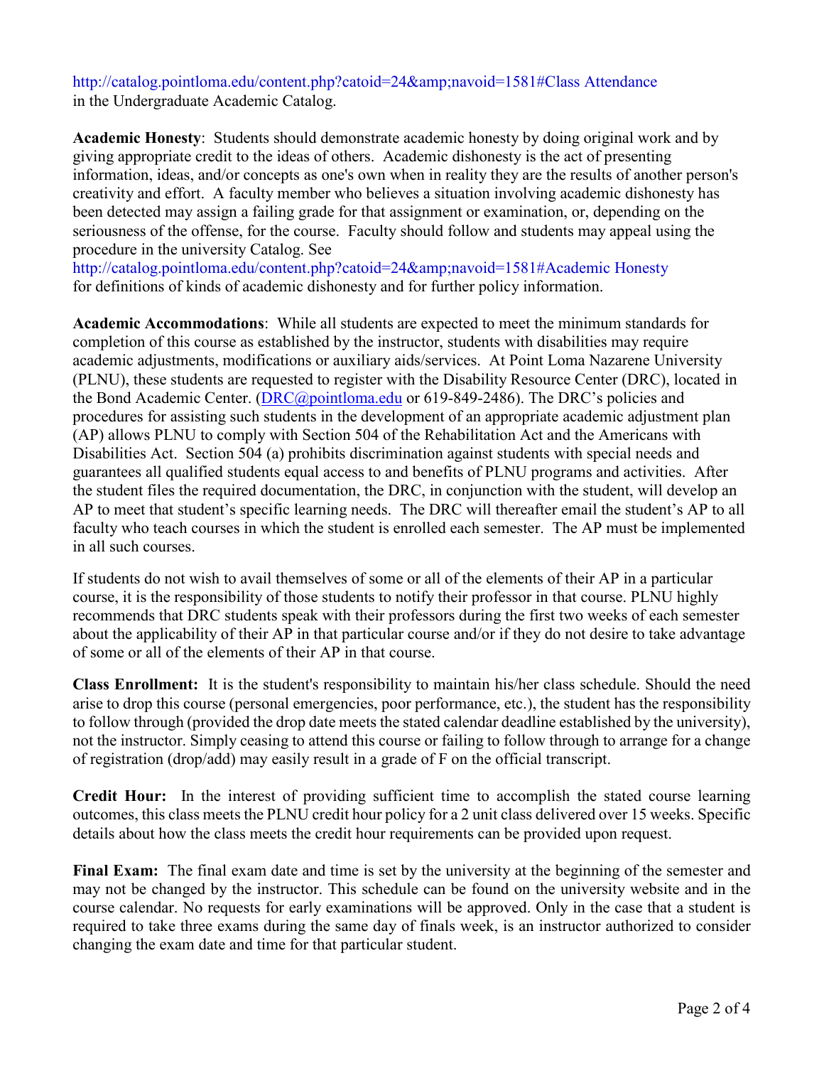http://catalog.pointloma.edu/content.php?catoid=24&amp;navoid=1581#Class Attendance in the Undergraduate Academic Catalog.

**Academic Honesty**: Students should demonstrate academic honesty by doing original work and by giving appropriate credit to the ideas of others. Academic dishonesty is the act of presenting information, ideas, and/or concepts as one's own when in reality they are the results of another person's creativity and effort. A faculty member who believes a situation involving academic dishonesty has been detected may assign a failing grade for that assignment or examination, or, depending on the seriousness of the offense, for the course. Faculty should follow and students may appeal using the procedure in the university Catalog. See http://catalog.pointloma.edu/content.php?catoid=24&amp;navoid=1581#Academic Honesty for definitions of kinds of academic dishonesty and for further policy information.

**Academic Accommodations**: While all students are expected to meet the minimum standards for completion of this course as established by the instructor, students with disabilities may require academic adjustments, modifications or auxiliary aids/services. At Point Loma Nazarene University (PLNU), these students are requested to register with the Disability Resource Center (DRC), located in the Bond Academic Center. (DRC@pointloma.edu or 619-849-2486). The DRC's policies and procedures for assisting such students in the development of an appropriate academic adjustment plan (AP) allows PLNU to comply with Section 504 of the Rehabilitation Act and the Americans with Disabilities Act. Section 504 (a) prohibits discrimination against students with special needs and guarantees all qualified students equal access to and benefits of PLNU programs and activities. After the student files the required documentation, the DRC, in conjunction with the student, will develop an AP to meet that student's specific learning needs. The DRC will thereafter email the student's AP to all faculty who teach courses in which the student is enrolled each semester. The AP must be implemented in all such courses.

If students do not wish to avail themselves of some or all of the elements of their AP in a particular course, it is the responsibility of those students to notify their professor in that course. PLNU highly recommends that DRC students speak with their professors during the first two weeks of each semester about the applicability of their AP in that particular course and/or if they do not desire to take advantage of some or all of the elements of their AP in that course.

**Class Enrollment:** It is the student's responsibility to maintain his/her class schedule. Should the need arise to drop this course (personal emergencies, poor performance, etc.), the student has the responsibility to follow through (provided the drop date meets the stated calendar deadline established by the university), not the instructor. Simply ceasing to attend this course or failing to follow through to arrange for a change of registration (drop/add) may easily result in a grade of F on the official transcript.

**Credit Hour:** In the interest of providing sufficient time to accomplish the stated course learning outcomes, this class meets the PLNU credit hour policy for a 2 unit class delivered over 15 weeks. Specific details about how the class meets the credit hour requirements can be provided upon request.

**Final Exam:** The final exam date and time is set by the university at the beginning of the semester and may not be changed by the instructor. This schedule can be found on the university website and in the course calendar. No requests for early examinations will be approved. Only in the case that a student is required to take three exams during the same day of finals week, is an instructor authorized to consider changing the exam date and time for that particular student.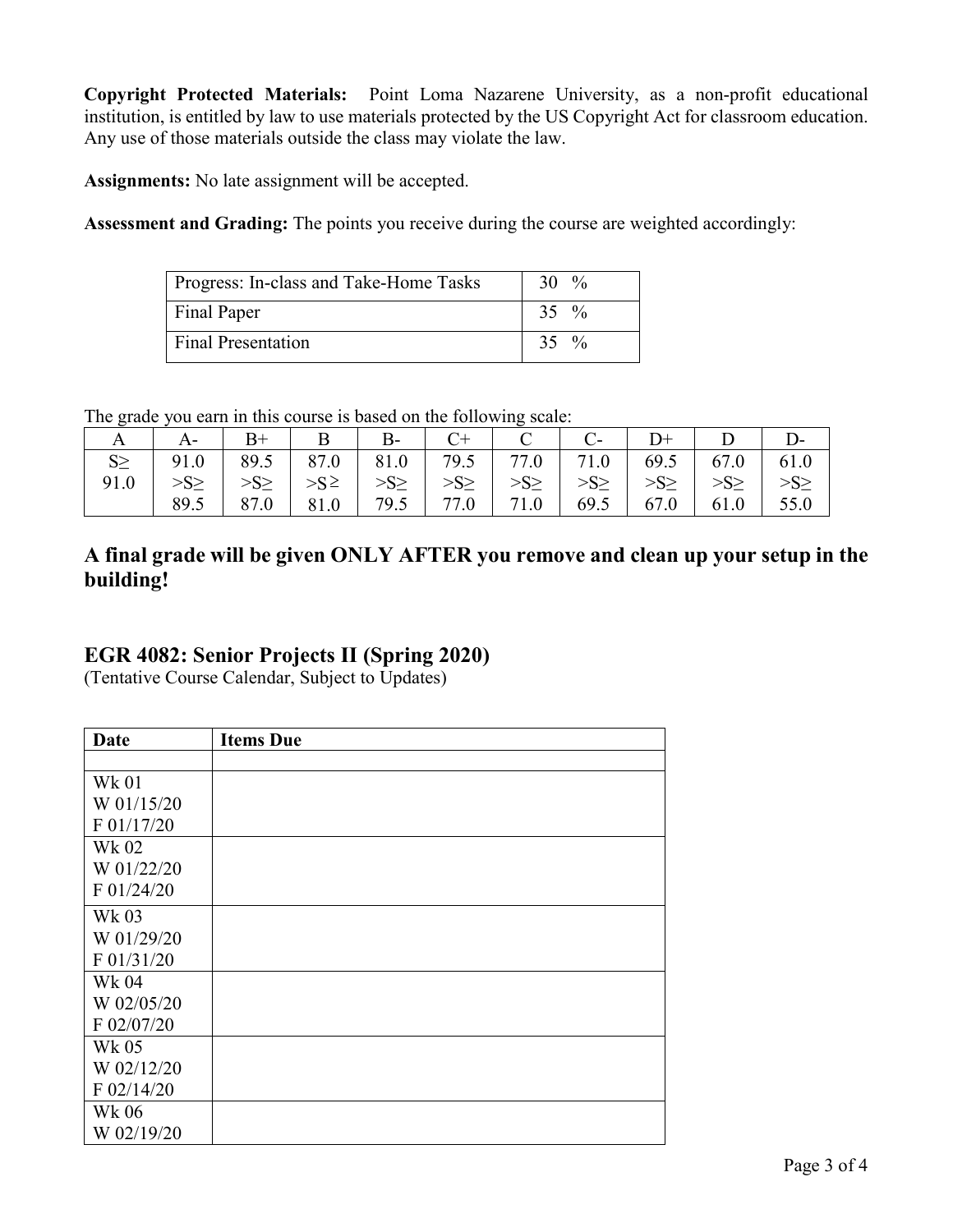**Copyright Protected Materials:** Point Loma Nazarene University, as a non-profit educational institution, is entitled by law to use materials protected by the US Copyright Act for classroom education. Any use of those materials outside the class may violate the law.

**Assignments:** No late assignment will be accepted.

**Assessment and Grading:** The points you receive during the course are weighted accordingly:

| Progress: In-class and Take-Home Tasks | 30 % |
|---|---|
| Final Paper | 35 % |
| Final Presentation | 35 % |

The grade you earn in this course is based on the following scale:

| A | A- | B+ | B | B- | C+ | C | C- | D+ | D | D- |
|---|---|---|---|---|---|---|---|---|---|---|
| S≥ 91.0 | 91.0 >S≥ 89.5 | 89.5 >S≥ 87.0 | 87.0 >S≥ 81.0 | 81.0 >S≥ 79.5 | 79.5 >S≥ 77.0 | 77.0 >S≥ 71.0 | 71.0 >S≥ 69.5 | 69.5 >S≥ 67.0 | 67.0 >S≥ 61.0 | 61.0 >S≥ 55.0 |

## A final grade will be given ONLY AFTER you remove and clean up your setup in the building!

## EGR 4082: Senior Projects II (Spring 2020)

(Tentative Course Calendar, Subject to Updates)

| Date | Items Due |
|---|---|
| | |
| Wk 01<br>W 01/15/20<br>F 01/17/20 | |
| Wk 02<br>W 01/22/20<br>F 01/24/20 | |
| Wk 03<br>W 01/29/20<br>F 01/31/20 | |
| Wk 04<br>W 02/05/20<br>F 02/07/20 | |
| Wk 05<br>W 02/12/20<br>F 02/14/20 | |
| Wk 06<br>W 02/19/20 | |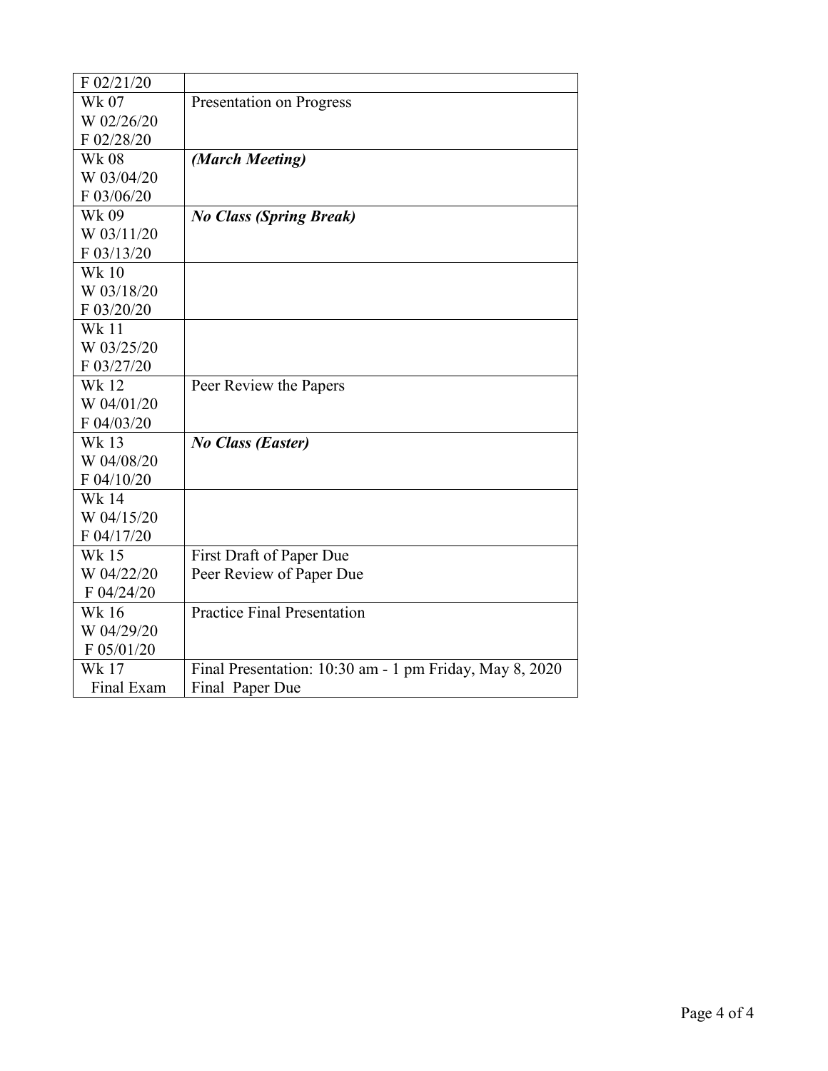| | |
|---|---|
| F 02/21/20 | |
| Wk 07<br>W 02/26/20<br>F 02/28/20 | Presentation on Progress |
| Wk 08<br>W 03/04/20<br>F 03/06/20 | ***(March Meeting)*** |
| Wk 09<br>W 03/11/20<br>F 03/13/20 | ***No Class (Spring Break)*** |
| Wk 10<br>W 03/18/20<br>F 03/20/20 | |
| Wk 11<br>W 03/25/20<br>F 03/27/20 | |
| Wk 12<br>W 04/01/20<br>F 04/03/20 | Peer Review the Papers |
| Wk 13<br>W 04/08/20<br>F 04/10/20 | ***No Class (Easter)*** |
| Wk 14<br>W 04/15/20<br>F 04/17/20 | |
| Wk 15<br>W 04/22/20<br>F 04/24/20 | First Draft of Paper Due<br>Peer Review of Paper Due |
| Wk 16<br>W 04/29/20<br>F 05/01/20 | Practice Final Presentation |
| Wk 17<br>Final Exam | Final Presentation: 10:30 am - 1 pm Friday, May 8, 2020<br>Final Paper Due |